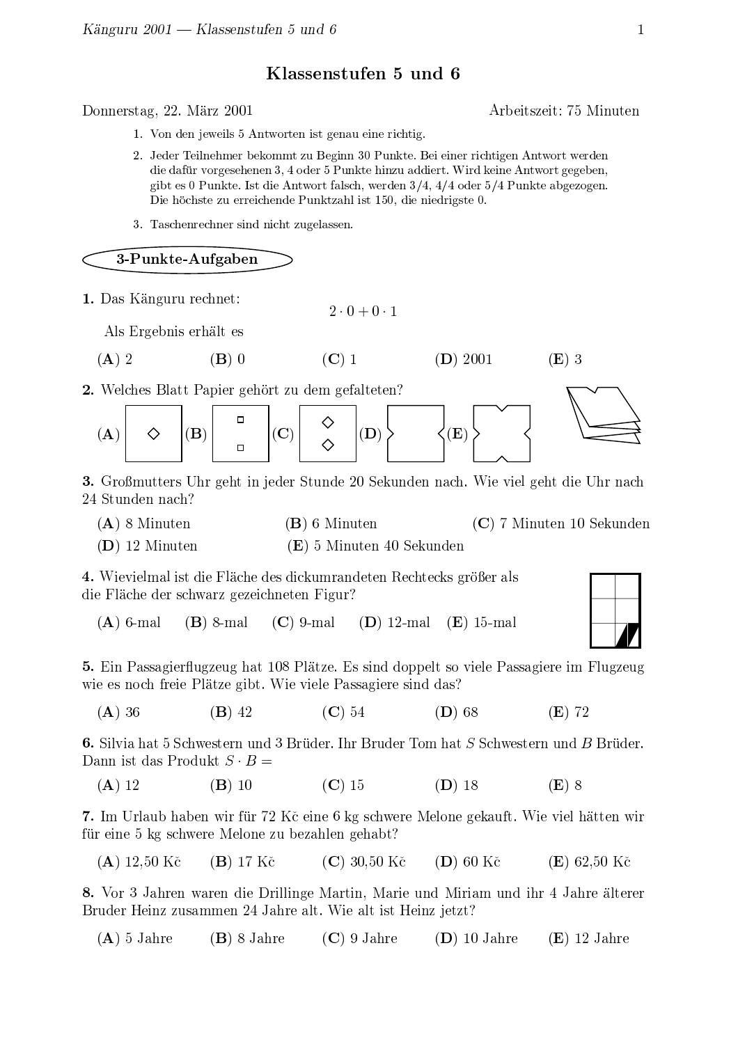# Klassenstufen 5 und 6

Donnerstag, 22. März 2001 — Arbeitszeit: 75 Minuten

1. Von den jeweils 5 Antworten ist genau eine richtig.
2. Jeder Teilnehmer bekommt zu Beginn 30 Punkte. Bei einer richtigen Antwort werden die dafür vorgesehenen 3, 4 oder 5 Punkte hinzu addiert. Wird keine Antwort gegeben, gibt es 0 Punkte. Ist die Antwort falsch, werden 3/4, 4/4 oder 5/4 Punkte abgezogen. Die höchste zu erreichende Punktzahl ist 150, die niedrigste 0.
3. Taschenrechner sind nicht zugelassen.

## 3-Punkte-Aufgaben

**1.** Das Känguru rechnet:

$$2 \cdot 0 + 0 \cdot 1$$

Als Ergebnis erhält es

(**A**) 2 (**B**) 0 (**C**) 1 (**D**) 2001 (**E**) 3

**2.** Welches Blatt Papier gehört zu dem gefalteten?

(**A**) (**B**) (**C**) (**D**) (**E**)

**3.** Großmutters Uhr geht in jeder Stunde 20 Sekunden nach. Wie viel geht die Uhr nach 24 Stunden nach?

(**A**) 8 Minuten (**B**) 6 Minuten (**C**) 7 Minuten 10 Sekunden
(**D**) 12 Minuten (**E**) 5 Minuten 40 Sekunden

**4.** Wievielmal ist die Fläche des dickumrandeten Rechtecks größer als die Fläche der schwarz gezeichneten Figur?

(**A**) 6-mal (**B**) 8-mal (**C**) 9-mal (**D**) 12-mal (**E**) 15-mal

**5.** Ein Passagierflugzeug hat 108 Plätze. Es sind doppelt so viele Passagiere im Flugzeug wie es noch freie Plätze gibt. Wie viele Passagiere sind das?

(**A**) 36 (**B**) 42 (**C**) 54 (**D**) 68 (**E**) 72

**6.** Silvia hat 5 Schwestern und 3 Brüder. Ihr Bruder Tom hat $S$ Schwestern und $B$ Brüder. Dann ist das Produkt $S \cdot B =$

(**A**) 12 (**B**) 10 (**C**) 15 (**D**) 18 (**E**) 8

**7.** Im Urlaub haben wir für 72 Kč eine 6 kg schwere Melone gekauft. Wie viel hätten wir für eine 5 kg schwere Melone zu bezahlen gehabt?

(**A**) 12,50 Kč (**B**) 17 Kč (**C**) 30,50 Kč (**D**) 60 Kč (**E**) 62,50 Kč

**8.** Vor 3 Jahren waren die Drillinge Martin, Marie und Miriam und ihr 4 Jahre älterer Bruder Heinz zusammen 24 Jahre alt. Wie alt ist Heinz jetzt?

(**A**) 5 Jahre (**B**) 8 Jahre (**C**) 9 Jahre (**D**) 10 Jahre (**E**) 12 Jahre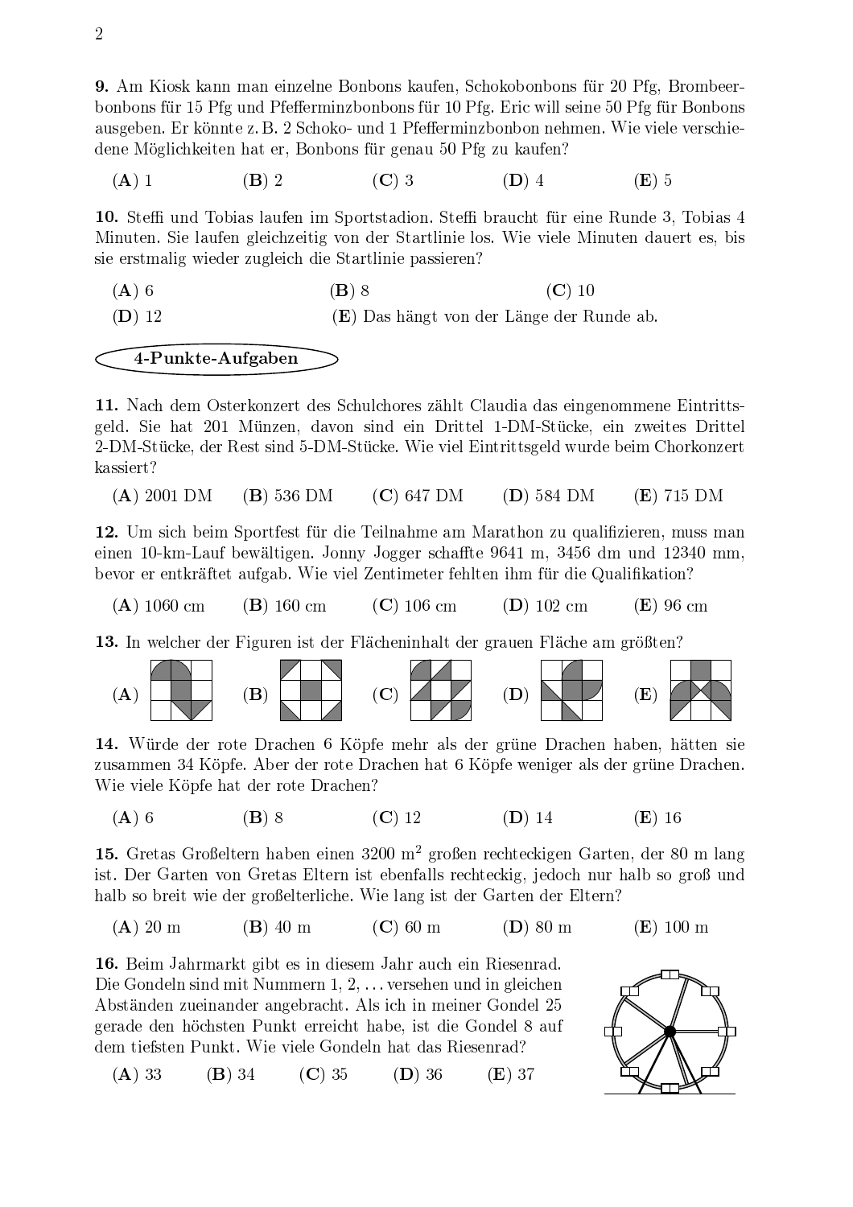**9.** Am Kiosk kann man einzelne Bonbons kaufen, Schokobonbons für 20 Pfg, Brombeerbonbons für 15 Pfg und Pfefferminzbonbons für 10 Pfg. Eric will seine 50 Pfg für Bonbons ausgeben. Er könnte z. B. 2 Schoko- und 1 Pfefferminzbonbon nehmen. Wie viele verschiedene Möglichkeiten hat er, Bonbons für genau 50 Pfg zu kaufen?

(**A**) 1 (**B**) 2 (**C**) 3 (**D**) 4 (**E**) 5

**10.** Steffi und Tobias laufen im Sportstadion. Steffi braucht für eine Runde 3, Tobias 4 Minuten. Sie laufen gleichzeitig von der Startlinie los. Wie viele Minuten dauert es, bis sie erstmalig wieder zugleich die Startlinie passieren?

(**A**) 6 (**B**) 8 (**C**) 10
(**D**) 12 (**E**) Das hängt von der Länge der Runde ab.

## 4-Punkte-Aufgaben

**11.** Nach dem Osterkonzert des Schulchores zählt Claudia das eingenommene Eintrittsgeld. Sie hat 201 Münzen, davon sind ein Drittel 1-DM-Stücke, ein zweites Drittel 2-DM-Stücke, der Rest sind 5-DM-Stücke. Wie viel Eintrittsgeld wurde beim Chorkonzert kassiert?

(**A**) 2001 DM (**B**) 536 DM (**C**) 647 DM (**D**) 584 DM (**E**) 715 DM

**12.** Um sich beim Sportfest für die Teilnahme am Marathon zu qualifizieren, muss man einen 10-km-Lauf bewältigen. Jonny Jogger schaffte 9641 m, 3456 dm und 12340 mm, bevor er entkräftet aufgab. Wie viel Zentimeter fehlten ihm für die Qualifikation?

(**A**) 1060 cm (**B**) 160 cm (**C**) 106 cm (**D**) 102 cm (**E**) 96 cm

**13.** In welcher der Figuren ist der Flächeninhalt der grauen Fläche am größten?

(**A**) (**B**) (**C**) (**D**) (**E**)

**14.** Würde der rote Drachen 6 Köpfe mehr als der grüne Drachen haben, hätten sie zusammen 34 Köpfe. Aber der rote Drachen hat 6 Köpfe weniger als der grüne Drachen. Wie viele Köpfe hat der rote Drachen?

(**A**) 6 (**B**) 8 (**C**) 12 (**D**) 14 (**E**) 16

**15.** Gretas Großeltern haben einen 3200 m$^2$ großen rechteckigen Garten, der 80 m lang ist. Der Garten von Gretas Eltern ist ebenfalls rechteckig, jedoch nur halb so groß und halb so breit wie der großelterliche. Wie lang ist der Garten der Eltern?

(**A**) 20 m (**B**) 40 m (**C**) 60 m (**D**) 80 m (**E**) 100 m

**16.** Beim Jahrmarkt gibt es in diesem Jahr auch ein Riesenrad. Die Gondeln sind mit Nummern 1, 2, ... versehen und in gleichen Abständen zueinander angebracht. Als ich in meiner Gondel 25 gerade den höchsten Punkt erreicht habe, ist die Gondel 8 auf dem tiefsten Punkt. Wie viele Gondeln hat das Riesenrad?

(**A**) 33 (**B**) 34 (**C**) 35 (**D**) 36 (**E**) 37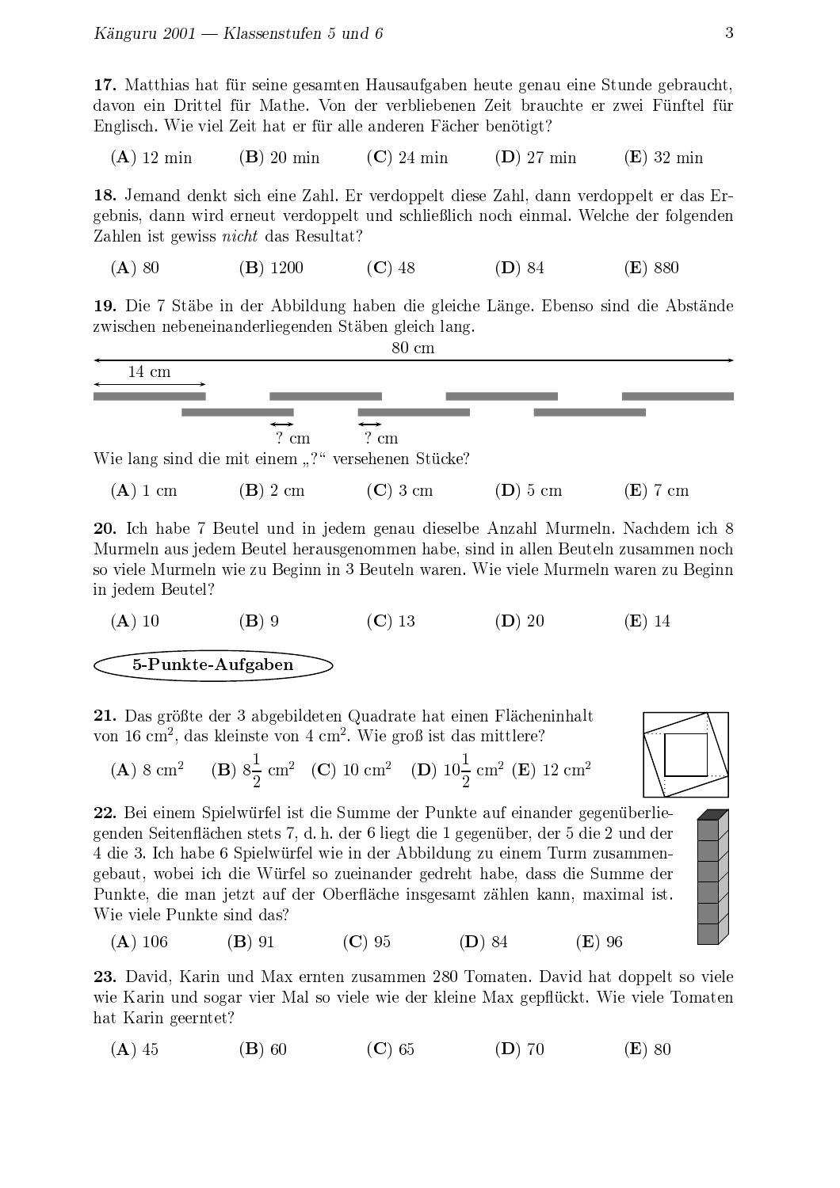**17.** Matthias hat für seine gesamten Hausaufgaben heute genau eine Stunde gebraucht, davon ein Drittel für Mathe. Von der verbliebenen Zeit brauchte er zwei Fünftel für Englisch. Wie viel Zeit hat er für alle anderen Fächer benötigt?

**(A)** 12 min **(B)** 20 min **(C)** 24 min **(D)** 27 min **(E)** 32 min

**18.** Jemand denkt sich eine Zahl. Er verdoppelt diese Zahl, dann verdoppelt er das Ergebnis, dann wird erneut verdoppelt und schließlich noch einmal. Welche der folgenden Zahlen ist gewiss *nicht* das Resultat?

**(A)** 80 **(B)** 1200 **(C)** 48 **(D)** 84 **(E)** 880

**19.** Die 7 Stäbe in der Abbildung haben die gleiche Länge. Ebenso sind die Abstände zwischen nebeneinanderliegenden Stäben gleich lang.

80 cm

14 cm

? cm ? cm

Wie lang sind die mit einem „?" versehenen Stücke?

**(A)** 1 cm **(B)** 2 cm **(C)** 3 cm **(D)** 5 cm **(E)** 7 cm

**20.** Ich habe 7 Beutel und in jedem genau dieselbe Anzahl Murmeln. Nachdem ich 8 Murmeln aus jedem Beutel herausgenommen habe, sind in allen Beuteln zusammen noch so viele Murmeln wie zu Beginn in 3 Beuteln waren. Wie viele Murmeln waren zu Beginn in jedem Beutel?

**(A)** 10 **(B)** 9 **(C)** 13 **(D)** 20 **(E)** 14

## 5-Punkte-Aufgaben

**21.** Das größte der 3 abgebildeten Quadrate hat einen Flächeninhalt von 16 cm$^2$, das kleinste von 4 cm$^2$. Wie groß ist das mittlere?

**(A)** 8 cm$^2$ **(B)** $8\frac{1}{2}$ cm$^2$ **(C)** 10 cm$^2$ **(D)** $10\frac{1}{2}$ cm$^2$ **(E)** 12 cm$^2$

**22.** Bei einem Spielwürfel ist die Summe der Punkte auf einander gegenüberliegenden Seitenflächen stets 7, d. h. der 6 liegt die 1 gegenüber, der 5 die 2 und der 4 die 3. Ich habe 6 Spielwürfel wie in der Abbildung zu einem Turm zusammengebaut, wobei ich die Würfel so zueinander gedreht habe, dass die Summe der Punkte, die man jetzt auf der Oberfläche insgesamt zählen kann, maximal ist. Wie viele Punkte sind das?

**(A)** 106 **(B)** 91 **(C)** 95 **(D)** 84 **(E)** 96

**23.** David, Karin und Max ernten zusammen 280 Tomaten. David hat doppelt so viele wie Karin und sogar vier Mal so viele wie der kleine Max gepflückt. Wie viele Tomaten hat Karin geerntet?

**(A)** 45 **(B)** 60 **(C)** 65 **(D)** 70 **(E)** 80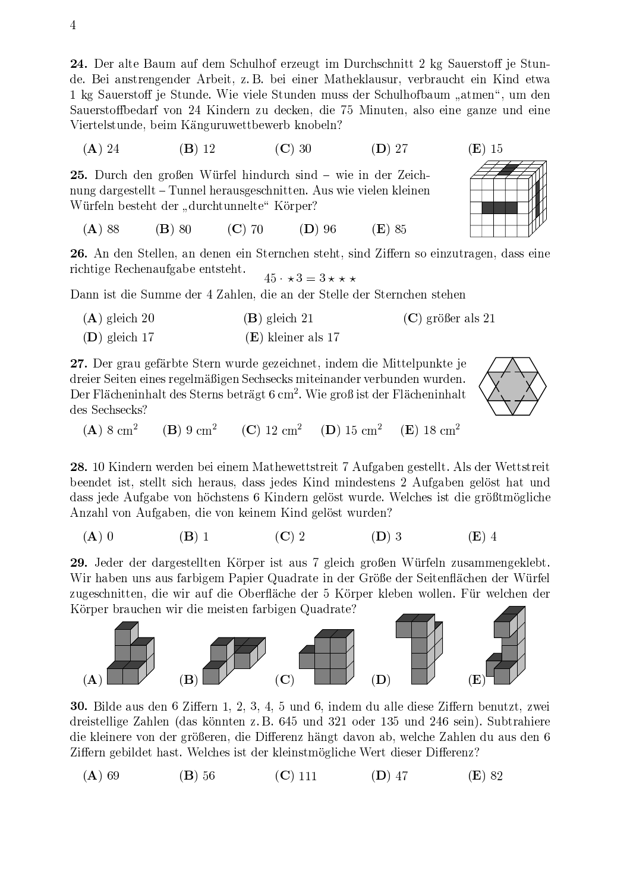**24.** Der alte Baum auf dem Schulhof erzeugt im Durchschnitt 2 kg Sauerstoff je Stunde. Bei anstrengender Arbeit, z. B. bei einer Matheklausur, verbraucht ein Kind etwa 1 kg Sauerstoff je Stunde. Wie viele Stunden muss der Schulhofbaum „atmen", um den Sauerstoffbedarf von 24 Kindern zu decken, die 75 Minuten, also eine ganze und eine Viertelstunde, beim Känguruwettbewerb knobeln?

**(A)** 24 **(B)** 12 **(C)** 30 **(D)** 27 **(E)** 15

**25.** Durch den großen Würfel hindurch sind – wie in der Zeichnung dargestellt – Tunnel herausgeschnitten. Aus wie vielen kleinen Würfeln besteht der „durchtunnelte" Körper?

**(A)** 88 **(B)** 80 **(C)** 70 **(D)** 96 **(E)** 85

**26.** An den Stellen, an denen ein Sternchen steht, sind Ziffern so einzutragen, dass eine richtige Rechenaufgabe entsteht.

$$45 \cdot \star 3 = 3 \star \star \star$$

Dann ist die Summe der 4 Zahlen, die an der Stelle der Sternchen stehen

**(A)** gleich 20 **(B)** gleich 21 **(C)** größer als 21
**(D)** gleich 17 **(E)** kleiner als 17

**27.** Der grau gefärbte Stern wurde gezeichnet, indem die Mittelpunkte je dreier Seiten eines regelmäßigen Sechsecks miteinander verbunden wurden. Der Flächeninhalt des Sterns beträgt 6 cm$^2$. Wie groß ist der Flächeninhalt des Sechsecks?

**(A)** 8 cm$^2$ **(B)** 9 cm$^2$ **(C)** 12 cm$^2$ **(D)** 15 cm$^2$ **(E)** 18 cm$^2$

**28.** 10 Kindern werden bei einem Mathewettstreit 7 Aufgaben gestellt. Als der Wettstreit beendet ist, stellt sich heraus, dass jedes Kind mindestens 2 Aufgaben gelöst hat und dass jede Aufgabe von höchstens 6 Kindern gelöst wurde. Welches ist die größtmögliche Anzahl von Aufgaben, die von keinem Kind gelöst wurden?

**(A)** 0 **(B)** 1 **(C)** 2 **(D)** 3 **(E)** 4

**29.** Jeder der dargestellten Körper ist aus 7 gleich großen Würfeln zusammengeklebt. Wir haben uns aus farbigem Papier Quadrate in der Größe der Seitenflächen der Würfel zugeschnitten, die wir auf die Oberfläche der 5 Körper kleben wollen. Für welchen der Körper brauchen wir die meisten farbigen Quadrate?

**(A)** **(B)** **(C)** **(D)** **(E)**

**30.** Bilde aus den 6 Ziffern 1, 2, 3, 4, 5 und 6, indem du alle diese Ziffern benutzt, zwei dreistellige Zahlen (das könnten z. B. 645 und 321 oder 135 und 246 sein). Subtrahiere die kleinere von der größeren, die Differenz hängt davon ab, welche Zahlen du aus den 6 Ziffern gebildet hast. Welches ist der kleinstmögliche Wert dieser Differenz?

**(A)** 69 **(B)** 56 **(C)** 111 **(D)** 47 **(E)** 82